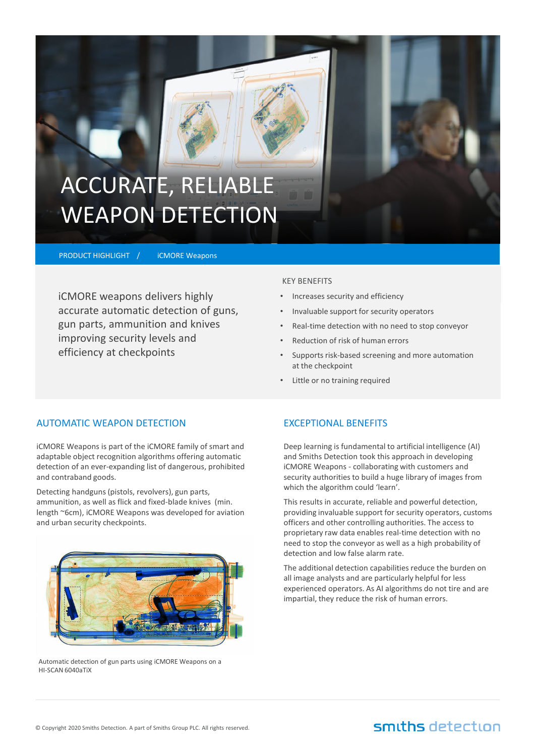# ACCURATE, RELIABLE WEAPON DETECTION

PRODUCT HIGHLIGHT / iCMORE Weapons

iCMORE weapons delivers highly accurate automatic detection of guns, gun parts, ammunition and knives improving security levels and efficiency at checkpoints

KEY BENEFITS

- Increases security and efficiency
- Invaluable support for security operators
- Real-time detection with no need to stop conveyor
- Reduction of risk of human errors
- Supports risk-based screening and more automation at the checkpoint
- Little or no training required

## AUTOMATIC WEAPON DETECTION

iCMORE Weapons is part of the iCMORE family of smart and adaptable object recognition algorithms offering automatic detection of an ever-expanding list of dangerous, prohibited and contraband goods.

Detecting handguns (pistols, revolvers), gun parts, ammunition, as well as flick and fixed-blade knives (min. length ~6cm), iCMORE Weapons was developed for aviation and urban security checkpoints.

Automatic detection of gun parts using iCMORE Weapons on a HI-SCAN 6040aTiX

## EXCEPTIONAL BENEFITS

Deep learning is fundamental to artificial intelligence (AI) and Smiths Detection took this approach in developing iCMORE Weapons - collaborating with customers and security authorities to build a huge library of images from which the algorithm could 'learn'.

This results in accurate, reliable and powerful detection, providing invaluable support for security operators, customs officers and other controlling authorities. The access to proprietary raw data enables real-time detection with no need to stop the conveyor as well as a high probability of detection and low false alarm rate.

The additional detection capabilities reduce the burden on all image analysts and are particularly helpful for less experienced operators. As AI algorithms do not tire and are impartial, they reduce the risk of human errors.

© Copyright 2020 Smiths Detection. A part of Smiths Group PLC. All rights reserved.

smiths detection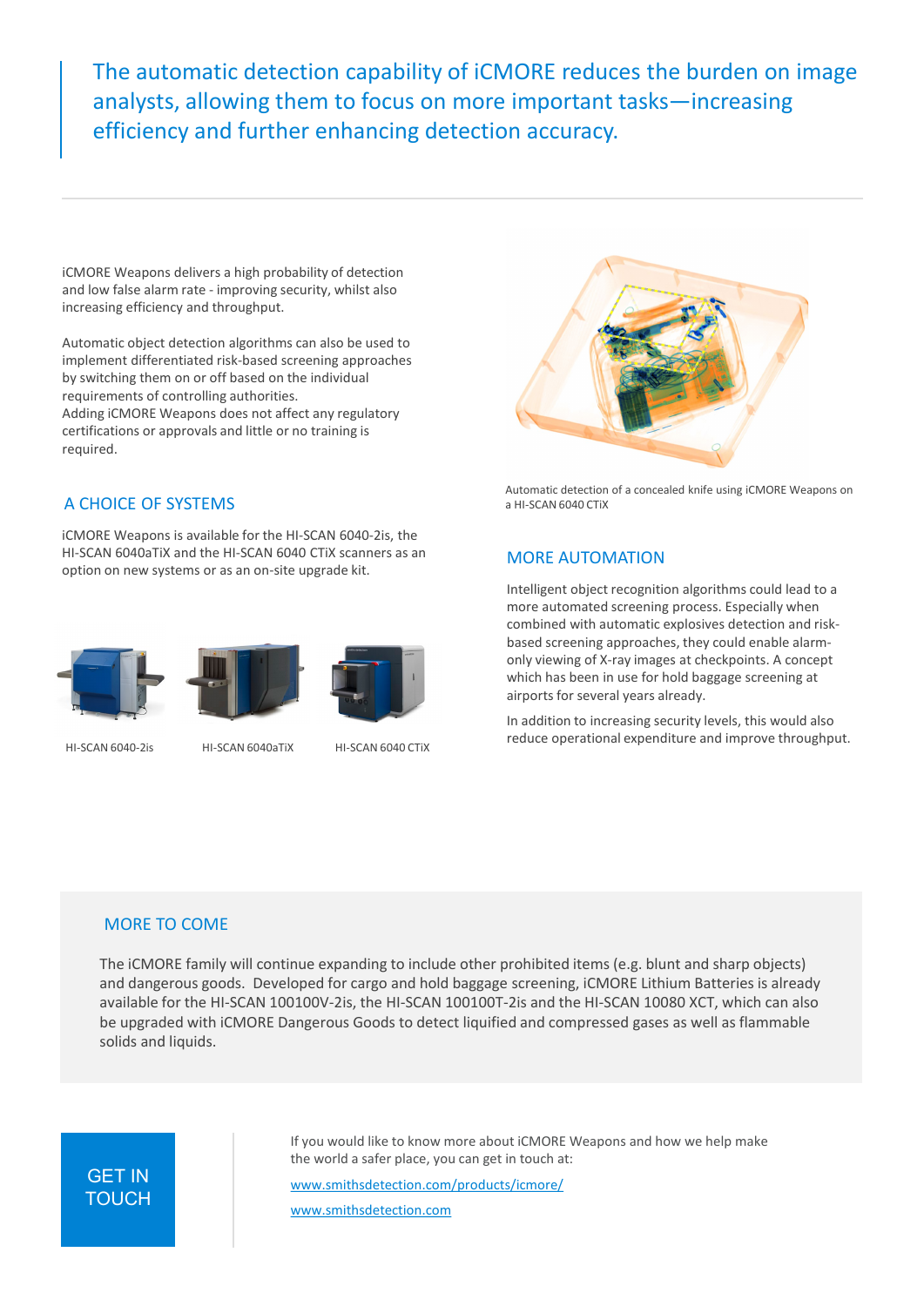The automatic detection capability of iCMORE reduces the burden on image analysts, allowing them to focus on more important tasks—increasing efficiency and further enhancing detection accuracy.

iCMORE Weapons delivers a high probability of detection and low false alarm rate - improving security, whilst also increasing efficiency and throughput.

Automatic object detection algorithms can also be used to implement differentiated risk-based screening approaches by switching them on or off based on the individual requirements of controlling authorities.
Adding iCMORE Weapons does not affect any regulatory certifications or approvals and little or no training is required.

## A CHOICE OF SYSTEMS

iCMORE Weapons is available for the HI-SCAN 6040-2is, the HI-SCAN 6040aTiX and the HI-SCAN 6040 CTiX scanners as an option on new systems or as an on-site upgrade kit.

HI-SCAN 6040-2is

HI-SCAN 6040aTiX

HI-SCAN 6040 CTiX

Automatic detection of a concealed knife using iCMORE Weapons on a HI-SCAN 6040 CTiX

## MORE AUTOMATION

Intelligent object recognition algorithms could lead to a more automated screening process. Especially when combined with automatic explosives detection and risk-based screening approaches, they could enable alarm-only viewing of X-ray images at checkpoints. A concept which has been in use for hold baggage screening at airports for several years already.

In addition to increasing security levels, this would also reduce operational expenditure and improve throughput.

## MORE TO COME

The iCMORE family will continue expanding to include other prohibited items (e.g. blunt and sharp objects) and dangerous goods. Developed for cargo and hold baggage screening, iCMORE Lithium Batteries is already available for the HI-SCAN 100100V-2is, the HI-SCAN 100100T-2is and the HI-SCAN 10080 XCT, which can also be upgraded with iCMORE Dangerous Goods to detect liquified and compressed gases as well as flammable solids and liquids.

## GET IN TOUCH

If you would like to know more about iCMORE Weapons and how we help make the world a safer place, you can get in touch at:

www.smithsdetection.com/products/icmore/

www.smithsdetection.com